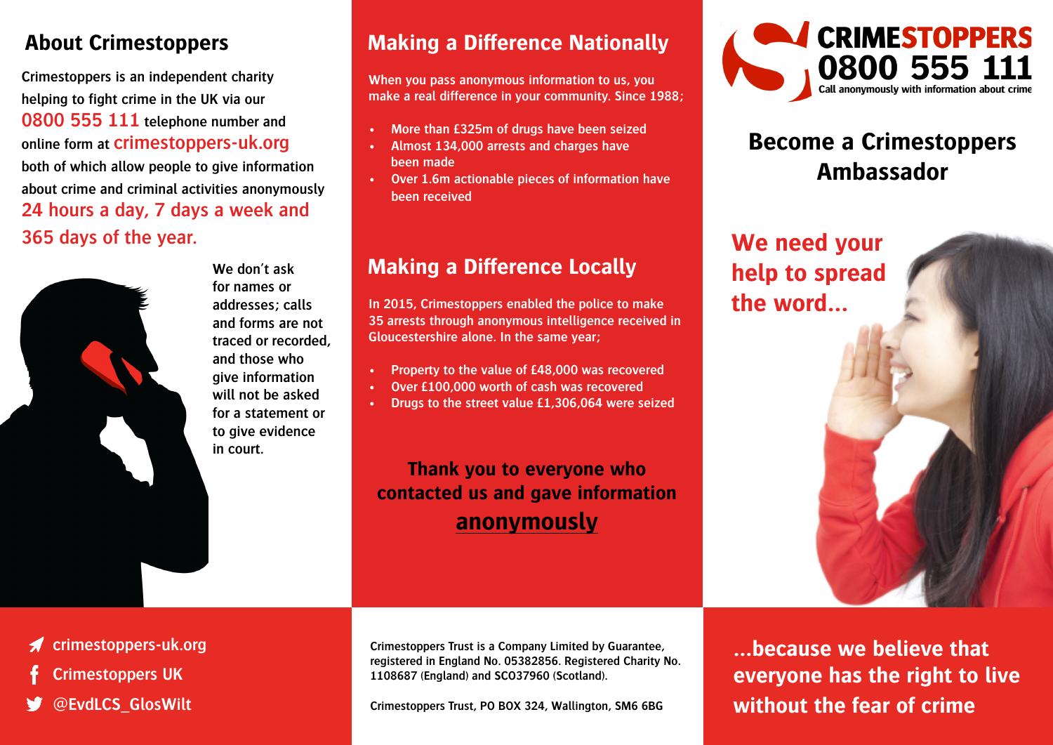## About Crimestoppers

Crimestoppers is an independent charity helping to fight crime in the UK via our **0800 555 111** telephone number and online form at **crimestoppers-uk.org** both of which allow people to give information about crime and criminal activities anonymously **24 hours a day, 7 days a week and 365 days of the year.**

We don't ask for names or addresses; calls and forms are not traced or recorded, and those who give information will not be asked for a statement or to give evidence in court.

- crimestoppers-uk.org
- Crimestoppers UK
- @EvdLCS_GlosWilt

## Making a Difference Nationally

When you pass anonymous information to us, you make a real difference in your community. Since 1988;

- More than £325m of drugs have been seized
- Almost 134,000 arrests and charges have been made
- Over 1.6m actionable pieces of information have been received

## Making a Difference Locally

In 2015, Crimestoppers enabled the police to make 35 arrests through anonymous intelligence received in Gloucestershire alone. In the same year;

- Property to the value of £48,000 was recovered
- Over £100,000 worth of cash was recovered
- Drugs to the street value £1,306,064 were seized

**Thank you to everyone who contacted us and gave information anonymously**

Crimestoppers Trust is a Company Limited by Guarantee, registered in England No. 05382856. Registered Charity No. 1108687 (England) and SC037960 (Scotland).

Crimestoppers Trust, PO BOX 324, Wallington, SM6 6BG

**CRIMESTOPPERS 0800 555 111**

Call anonymously with information about crime

# Become a Crimestoppers Ambassador

**We need your help to spread the word...**

**...because we believe that everyone has the right to live without the fear of crime**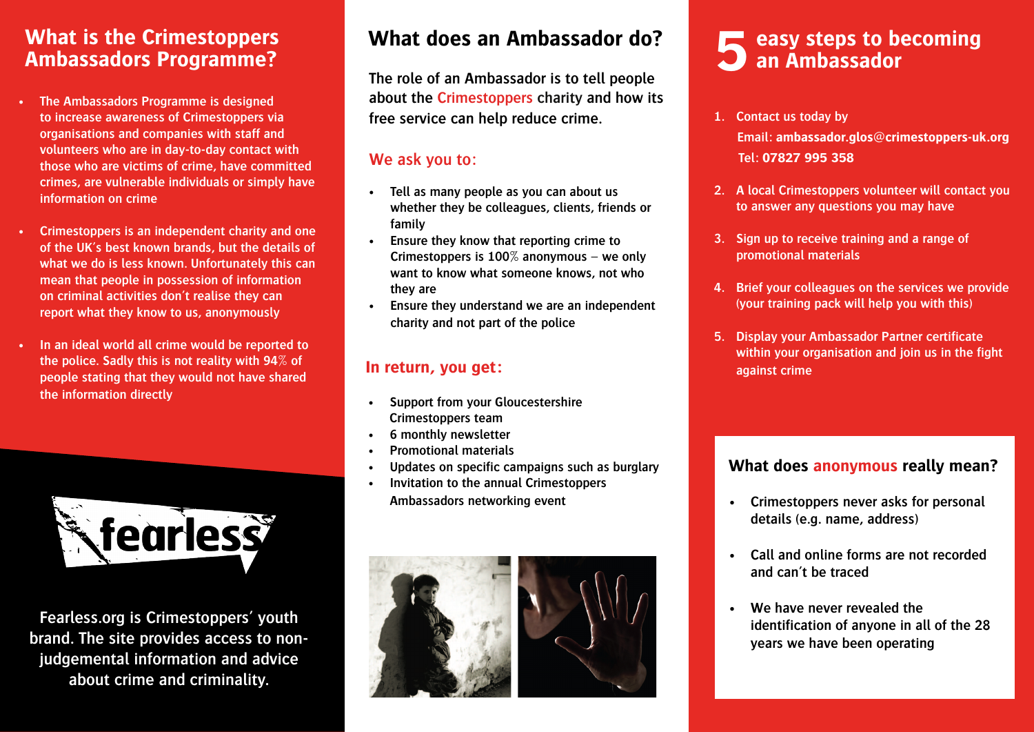## What is the Crimestoppers Ambassadors Programme?

- The Ambassadors Programme is designed to increase awareness of Crimestoppers via organisations and companies with staff and volunteers who are in day-to-day contact with those who are victims of crime, have committed crimes, are vulnerable individuals or simply have information on crime
- Crimestoppers is an independent charity and one of the UK's best known brands, but the details of what we do is less known. Unfortunately this can mean that people in possession of information on criminal activities don't realise they can report what they know to us, anonymously
- In an ideal world all crime would be reported to the police. Sadly this is not reality with 94% of people stating that they would not have shared the information directly

fearless

Fearless.org is Crimestoppers' youth brand. The site provides access to non-judgemental information and advice about crime and criminality.

## What does an Ambassador do?

The role of an Ambassador is to tell people about the Crimestoppers charity and how its free service can help reduce crime.

### We ask you to:

- Tell as many people as you can about us whether they be colleagues, clients, friends or family
- Ensure they know that reporting crime to Crimestoppers is 100% anonymous – we only want to know what someone knows, not who they are
- Ensure they understand we are an independent charity and not part of the police

### In return, you get:

- Support from your Gloucestershire Crimestoppers team
- 6 monthly newsletter
- Promotional materials
- Updates on specific campaigns such as burglary
- Invitation to the annual Crimestoppers Ambassadors networking event

## 5 easy steps to becoming an Ambassador

1. Contact us today by
   Email: **ambassador.glos@crimestoppers-uk.org**
   Tel: **07827 995 358**
2. A local Crimestoppers volunteer will contact you to answer any questions you may have
3. Sign up to receive training and a range of promotional materials
4. Brief your colleagues on the services we provide (your training pack will help you with this)
5. Display your Ambassador Partner certificate within your organisation and join us in the fight against crime

### What does anonymous really mean?

- Crimestoppers never asks for personal details (e.g. name, address)
- Call and online forms are not recorded and can't be traced
- We have never revealed the identification of anyone in all of the 28 years we have been operating